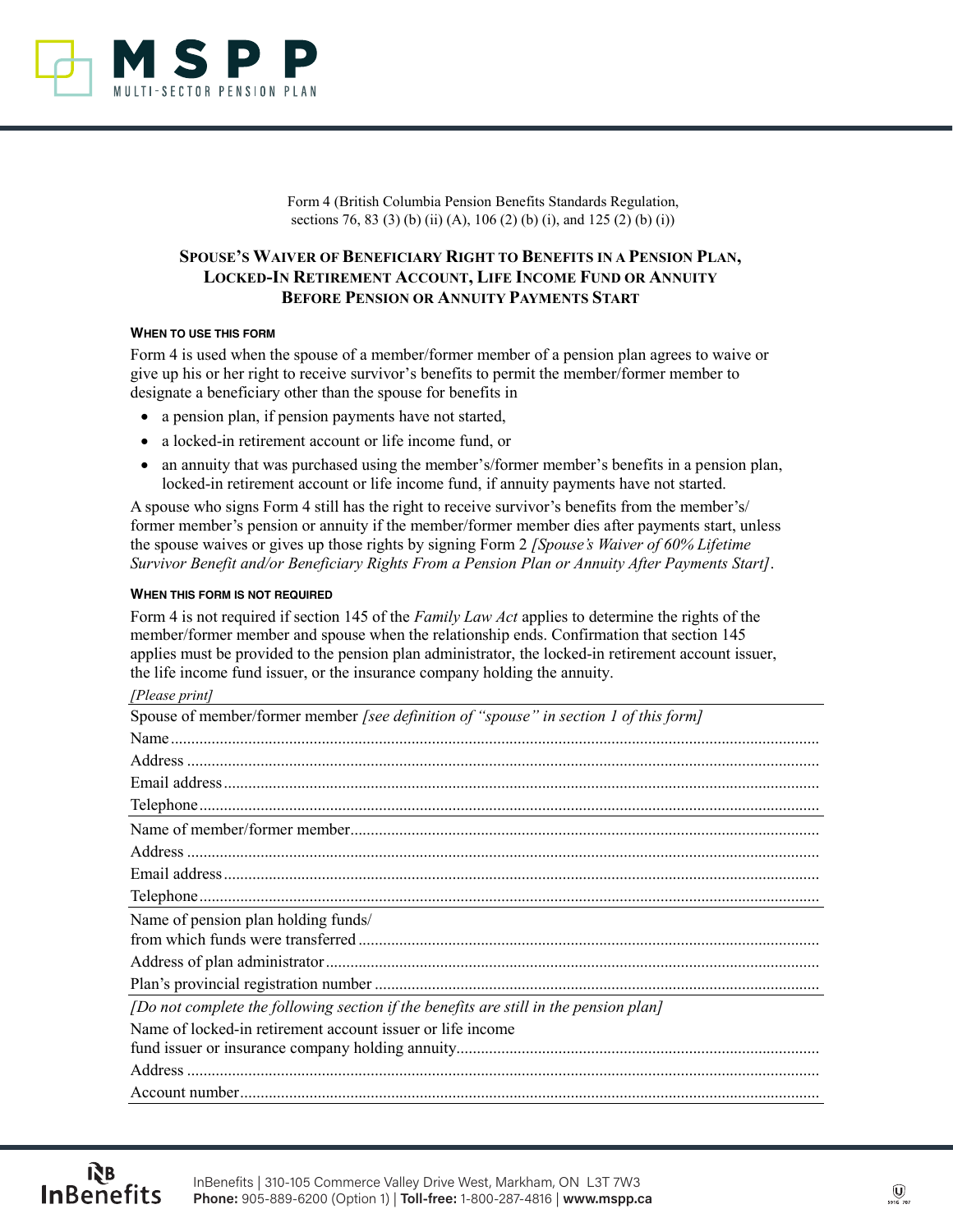Form 4 (British Columbia Pension Benefits Standards Regulation, sections 76, 83 (3) (b) (ii) (A), 106 (2) (b) (i), and 125 (2) (b) (i))

# SPOUSE'S WAIVER OF BENEFICIARY RIGHT TO BENEFITS IN A PENSION PLAN, LOCKED-IN RETIREMENT ACCOUNT, LIFE INCOME FUND OR ANNUITY BEFORE PENSION OR ANNUITY PAYMENTS START

### WHEN TO USE THIS FORM

Form 4 is used when the spouse of a member/former member of a pension plan agrees to waive or give up his or her right to receive survivor's benefits to permit the member/former member to designate a beneficiary other than the spouse for benefits in

- a pension plan, if pension payments have not started,
- a locked-in retirement account or life income fund, or
- an annuity that was purchased using the member's/former member's benefits in a pension plan, locked-in retirement account or life income fund, if annuity payments have not started.

A spouse who signs Form 4 still has the right to receive survivor's benefits from the member's/ former member's pension or annuity if the member/former member dies after payments start, unless the spouse waives or gives up those rights by signing Form 2 *[Spouse's Waiver of 60% Lifetime Survivor Benefit and/or Beneficiary Rights From a Pension Plan or Annuity After Payments Start]*.

### WHEN THIS FORM IS NOT REQUIRED

Form 4 is not required if section 145 of the *Family Law Act* applies to determine the rights of the member/former member and spouse when the relationship ends. Confirmation that section 145 applies must be provided to the pension plan administrator, the locked-in retirement account issuer, the life income fund issuer, or the insurance company holding the annuity.

*[Please print]*

Spouse of member/former member *[see definition of "spouse" in section 1 of this form]*

Name ..........................................................................................................

Address ..........................................................................................................

Email address ..........................................................................................................

Telephone ..........................................................................................................

Name of member/former member ..........................................................................................................

Address ..........................................................................................................

Email address ..........................................................................................................

Telephone ..........................................................................................................

Name of pension plan holding funds/ from which funds were transferred ..........................................................................................................

Address of plan administrator ..........................................................................................................

Plan's provincial registration number ..........................................................................................................

*[Do not complete the following section if the benefits are still in the pension plan]*

Name of locked-in retirement account issuer or life income fund issuer or insurance company holding annuity ..........................................................................................................

Address ..........................................................................................................

Account number ..........................................................................................................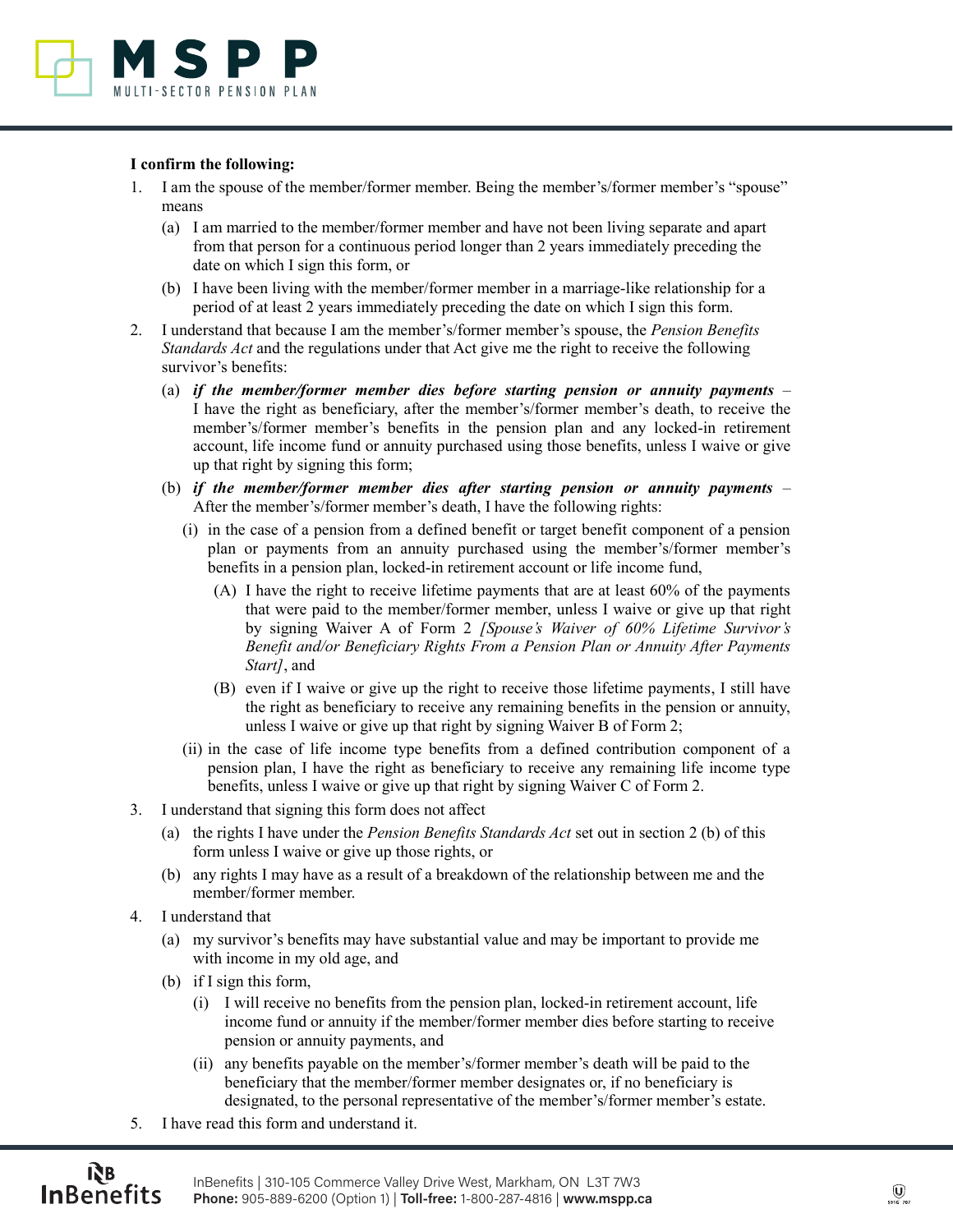**I confirm the following:**

1. I am the spouse of the member/former member. Being the member's/former member's "spouse" means
   - (a) I am married to the member/former member and have not been living separate and apart from that person for a continuous period longer than 2 years immediately preceding the date on which I sign this form, or
   - (b) I have been living with the member/former member in a marriage-like relationship for a period of at least 2 years immediately preceding the date on which I sign this form.
2. I understand that because I am the member's/former member's spouse, the *Pension Benefits Standards Act* and the regulations under that Act give me the right to receive the following survivor's benefits:
   - (a) ***if the member/former member dies before starting pension or annuity payments*** – I have the right as beneficiary, after the member's/former member's death, to receive the member's/former member's benefits in the pension plan and any locked-in retirement account, life income fund or annuity purchased using those benefits, unless I waive or give up that right by signing this form;
   - (b) ***if the member/former member dies after starting pension or annuity payments*** – After the member's/former member's death, I have the following rights:
     - (i) in the case of a pension from a defined benefit or target benefit component of a pension plan or payments from an annuity purchased using the member's/former member's benefits in a pension plan, locked-in retirement account or life income fund,
       - (A) I have the right to receive lifetime payments that are at least 60% of the payments that were paid to the member/former member, unless I waive or give up that right by signing Waiver A of Form 2 *[Spouse's Waiver of 60% Lifetime Survivor's Benefit and/or Beneficiary Rights From a Pension Plan or Annuity After Payments Start]*, and
       - (B) even if I waive or give up the right to receive those lifetime payments, I still have the right as beneficiary to receive any remaining benefits in the pension or annuity, unless I waive or give up that right by signing Waiver B of Form 2;
     - (ii) in the case of life income type benefits from a defined contribution component of a pension plan, I have the right as beneficiary to receive any remaining life income type benefits, unless I waive or give up that right by signing Waiver C of Form 2.
3. I understand that signing this form does not affect
   - (a) the rights I have under the *Pension Benefits Standards Act* set out in section 2 (b) of this form unless I waive or give up those rights, or
   - (b) any rights I may have as a result of a breakdown of the relationship between me and the member/former member.
4. I understand that
   - (a) my survivor's benefits may have substantial value and may be important to provide me with income in my old age, and
   - (b) if I sign this form,
     - (i) I will receive no benefits from the pension plan, locked-in retirement account, life income fund or annuity if the member/former member dies before starting to receive pension or annuity payments, and
     - (ii) any benefits payable on the member's/former member's death will be paid to the beneficiary that the member/former member designates or, if no beneficiary is designated, to the personal representative of the member's/former member's estate.
5. I have read this form and understand it.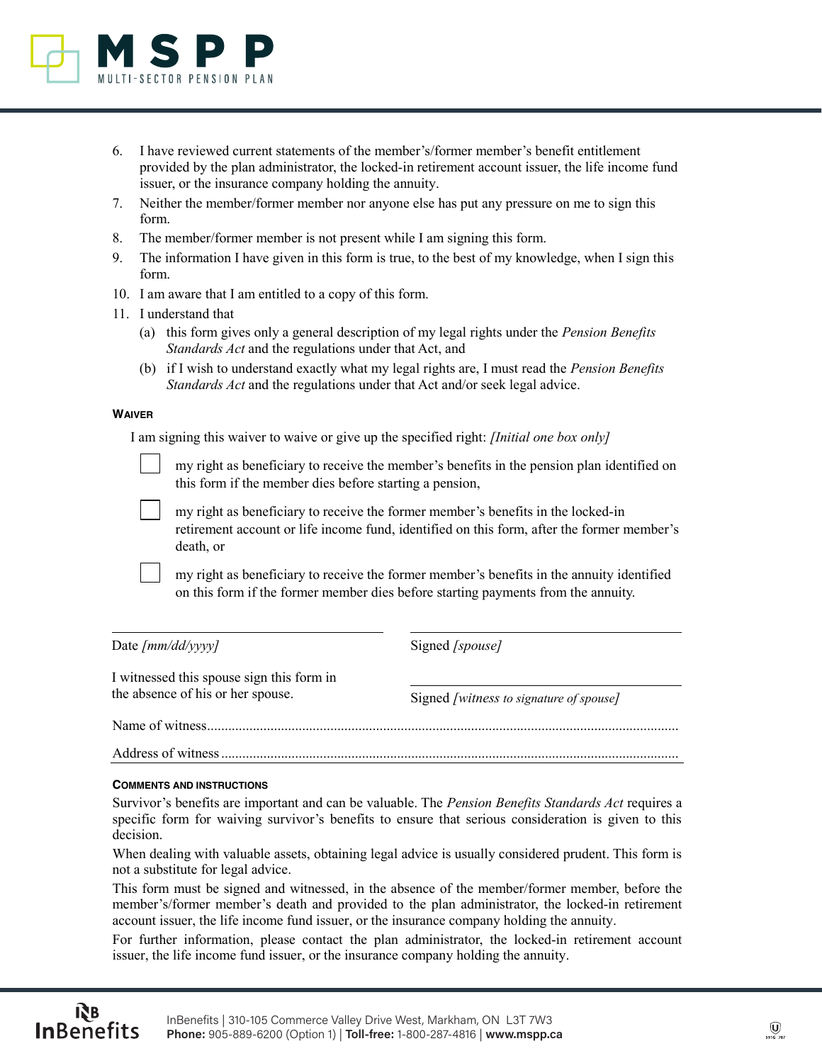6. I have reviewed current statements of the member's/former member's benefit entitlement provided by the plan administrator, the locked-in retirement account issuer, the life income fund issuer, or the insurance company holding the annuity.
7. Neither the member/former member nor anyone else has put any pressure on me to sign this form.
8. The member/former member is not present while I am signing this form.
9. The information I have given in this form is true, to the best of my knowledge, when I sign this form.
10. I am aware that I am entitled to a copy of this form.
11. I understand that
    (a) this form gives only a general description of my legal rights under the *Pension Benefits Standards Act* and the regulations under that Act, and
    (b) if I wish to understand exactly what my legal rights are, I must read the *Pension Benefits Standards Act* and the regulations under that Act and/or seek legal advice.

**WAIVER**

I am signing this waiver to waive or give up the specified right: *[Initial one box only]*

☐ my right as beneficiary to receive the member's benefits in the pension plan identified on this form if the member dies before starting a pension,

☐ my right as beneficiary to receive the former member's benefits in the locked-in retirement account or life income fund, identified on this form, after the former member's death, or

☐ my right as beneficiary to receive the former member's benefits in the annuity identified on this form if the former member dies before starting payments from the annuity.

Date *[mm/dd/yyyy]*

Signed *[spouse]*

I witnessed this spouse sign this form in the absence of his or her spouse.

Signed *[witness to signature of spouse]*

Name of witness............................................................................................................................

Address of witness........................................................................................................................

**COMMENTS AND INSTRUCTIONS**

Survivor's benefits are important and can be valuable. The *Pension Benefits Standards Act* requires a specific form for waiving survivor's benefits to ensure that serious consideration is given to this decision.

When dealing with valuable assets, obtaining legal advice is usually considered prudent. This form is not a substitute for legal advice.

This form must be signed and witnessed, in the absence of the member/former member, before the member's/former member's death and provided to the plan administrator, the locked-in retirement account issuer, the life income fund issuer, or the insurance company holding the annuity.

For further information, please contact the plan administrator, the locked-in retirement account issuer, the life income fund issuer, or the insurance company holding the annuity.